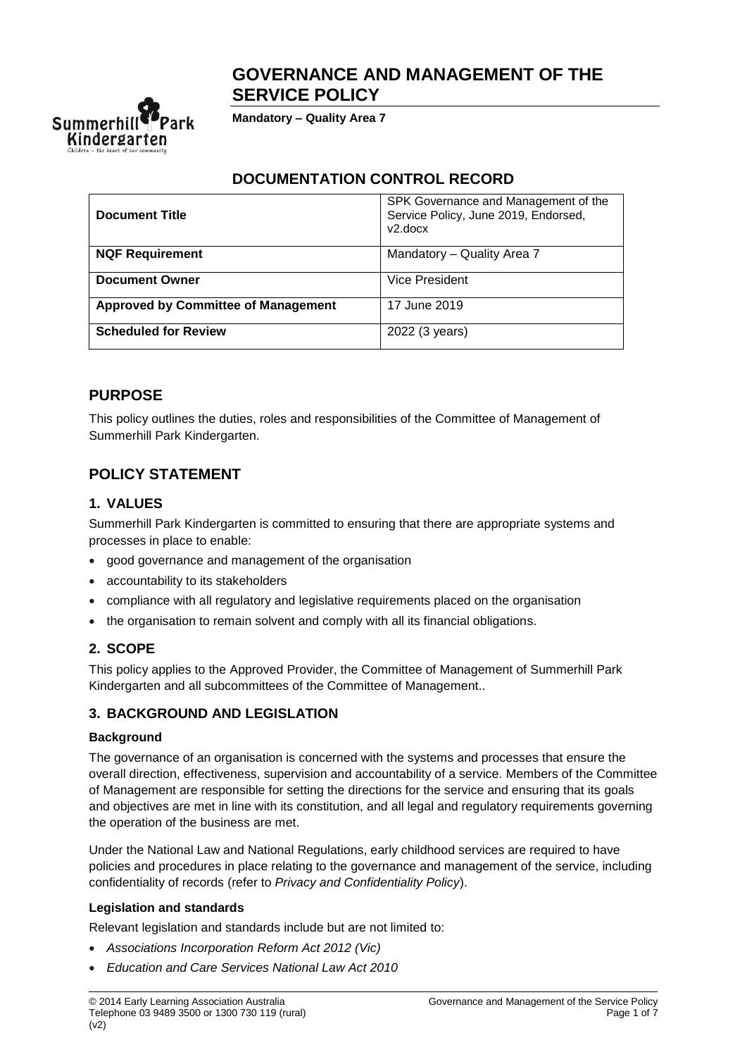# GOVERNANCE AND MANAGEMENT OF THE SERVICE POLICY

**Mandatory – Quality Area 7**

## DOCUMENTATION CONTROL RECORD

| **Document Title** | SPK Governance and Management of the Service Policy, June 2019, Endorsed, v2.docx |
|---|---|
| **NQF Requirement** | Mandatory – Quality Area 7 |
| **Document Owner** | Vice President |
| **Approved by Committee of Management** | 17 June 2019 |
| **Scheduled for Review** | 2022 (3 years) |

## PURPOSE

This policy outlines the duties, roles and responsibilities of the Committee of Management of Summerhill Park Kindergarten.

## POLICY STATEMENT

### 1. VALUES

Summerhill Park Kindergarten is committed to ensuring that there are appropriate systems and processes in place to enable:

- good governance and management of the organisation
- accountability to its stakeholders
- compliance with all regulatory and legislative requirements placed on the organisation
- the organisation to remain solvent and comply with all its financial obligations.

### 2. SCOPE

This policy applies to the Approved Provider, the Committee of Management of Summerhill Park Kindergarten and all subcommittees of the Committee of Management..

### 3. BACKGROUND AND LEGISLATION

#### Background

The governance of an organisation is concerned with the systems and processes that ensure the overall direction, effectiveness, supervision and accountability of a service. Members of the Committee of Management are responsible for setting the directions for the service and ensuring that its goals and objectives are met in line with its constitution, and all legal and regulatory requirements governing the operation of the business are met.

Under the National Law and National Regulations, early childhood services are required to have policies and procedures in place relating to the governance and management of the service, including confidentiality of records (refer to *Privacy and Confidentiality Policy*).

#### Legislation and standards

Relevant legislation and standards include but are not limited to:

- *Associations Incorporation Reform Act 2012 (Vic)*
- *Education and Care Services National Law Act 2010*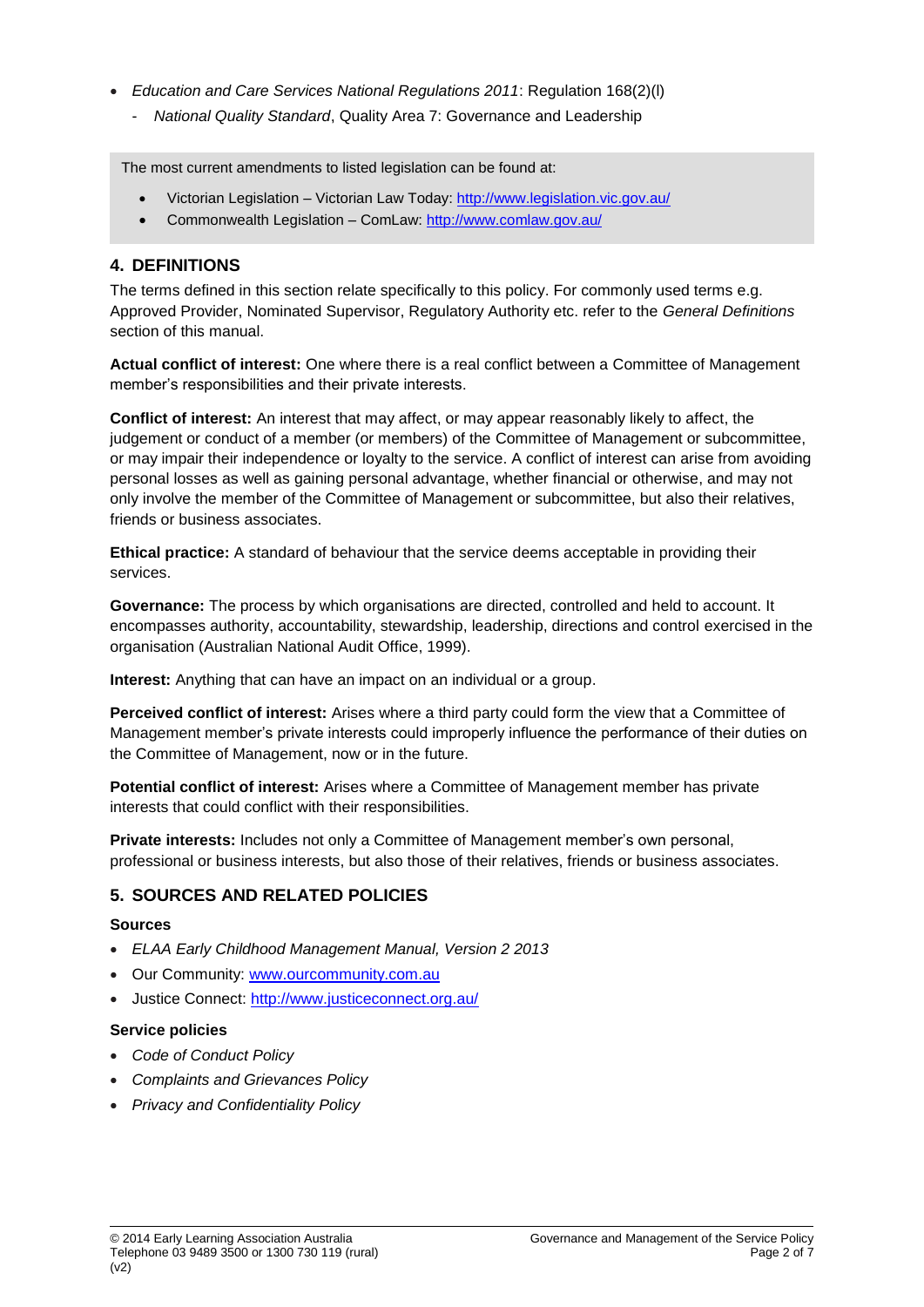- *Education and Care Services National Regulations 2011*: Regulation 168(2)(l)
  - *National Quality Standard*, Quality Area 7: Governance and Leadership

> The most current amendments to listed legislation can be found at:
>
> - Victorian Legislation – Victorian Law Today: http://www.legislation.vic.gov.au/
> - Commonwealth Legislation – ComLaw: http://www.comlaw.gov.au/

## 4. DEFINITIONS

The terms defined in this section relate specifically to this policy. For commonly used terms e.g. Approved Provider, Nominated Supervisor, Regulatory Authority etc. refer to the *General Definitions* section of this manual.

**Actual conflict of interest:** One where there is a real conflict between a Committee of Management member's responsibilities and their private interests.

**Conflict of interest:** An interest that may affect, or may appear reasonably likely to affect, the judgement or conduct of a member (or members) of the Committee of Management or subcommittee, or may impair their independence or loyalty to the service. A conflict of interest can arise from avoiding personal losses as well as gaining personal advantage, whether financial or otherwise, and may not only involve the member of the Committee of Management or subcommittee, but also their relatives, friends or business associates.

**Ethical practice:** A standard of behaviour that the service deems acceptable in providing their services.

**Governance:** The process by which organisations are directed, controlled and held to account. It encompasses authority, accountability, stewardship, leadership, directions and control exercised in the organisation (Australian National Audit Office, 1999).

**Interest:** Anything that can have an impact on an individual or a group.

**Perceived conflict of interest:** Arises where a third party could form the view that a Committee of Management member's private interests could improperly influence the performance of their duties on the Committee of Management, now or in the future.

**Potential conflict of interest:** Arises where a Committee of Management member has private interests that could conflict with their responsibilities.

**Private interests:** Includes not only a Committee of Management member's own personal, professional or business interests, but also those of their relatives, friends or business associates.

## 5. SOURCES AND RELATED POLICIES

### Sources

- *ELAA Early Childhood Management Manual, Version 2 2013*
- Our Community: www.ourcommunity.com.au
- Justice Connect: http://www.justiceconnect.org.au/

### Service policies

- *Code of Conduct Policy*
- *Complaints and Grievances Policy*
- *Privacy and Confidentiality Policy*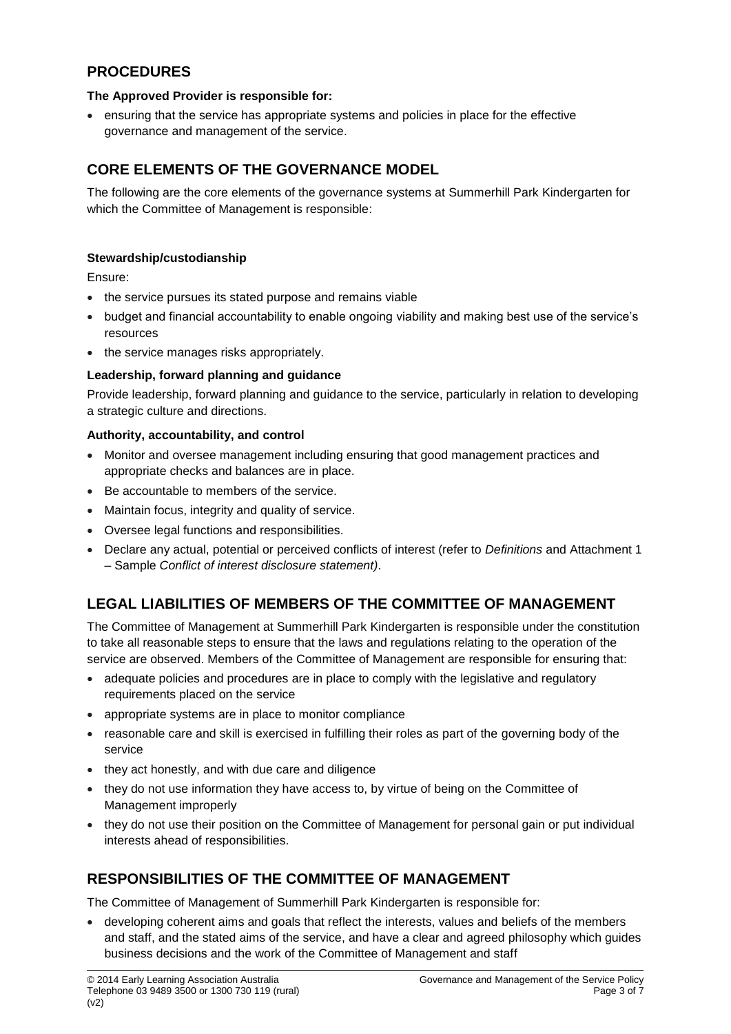## PROCEDURES

**The Approved Provider is responsible for:**

- ensuring that the service has appropriate systems and policies in place for the effective governance and management of the service.

## CORE ELEMENTS OF THE GOVERNANCE MODEL

The following are the core elements of the governance systems at Summerhill Park Kindergarten for which the Committee of Management is responsible:

**Stewardship/custodianship**

Ensure:

- the service pursues its stated purpose and remains viable
- budget and financial accountability to enable ongoing viability and making best use of the service's resources
- the service manages risks appropriately.

**Leadership, forward planning and guidance**

Provide leadership, forward planning and guidance to the service, particularly in relation to developing a strategic culture and directions.

**Authority, accountability, and control**

- Monitor and oversee management including ensuring that good management practices and appropriate checks and balances are in place.
- Be accountable to members of the service.
- Maintain focus, integrity and quality of service.
- Oversee legal functions and responsibilities.
- Declare any actual, potential or perceived conflicts of interest (refer to *Definitions* and Attachment 1 – Sample *Conflict of interest disclosure statement)*.

## LEGAL LIABILITIES OF MEMBERS OF THE COMMITTEE OF MANAGEMENT

The Committee of Management at Summerhill Park Kindergarten is responsible under the constitution to take all reasonable steps to ensure that the laws and regulations relating to the operation of the service are observed. Members of the Committee of Management are responsible for ensuring that:

- adequate policies and procedures are in place to comply with the legislative and regulatory requirements placed on the service
- appropriate systems are in place to monitor compliance
- reasonable care and skill is exercised in fulfilling their roles as part of the governing body of the service
- they act honestly, and with due care and diligence
- they do not use information they have access to, by virtue of being on the Committee of Management improperly
- they do not use their position on the Committee of Management for personal gain or put individual interests ahead of responsibilities.

## RESPONSIBILITIES OF THE COMMITTEE OF MANAGEMENT

The Committee of Management of Summerhill Park Kindergarten is responsible for:

- developing coherent aims and goals that reflect the interests, values and beliefs of the members and staff, and the stated aims of the service, and have a clear and agreed philosophy which guides business decisions and the work of the Committee of Management and staff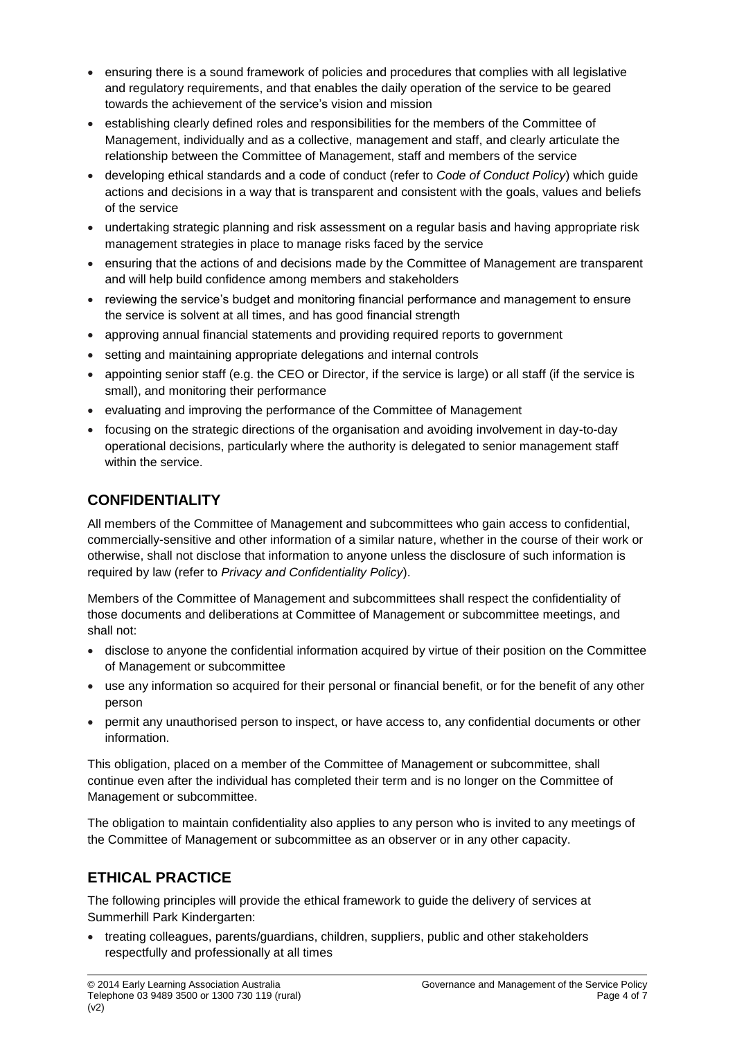- ensuring there is a sound framework of policies and procedures that complies with all legislative and regulatory requirements, and that enables the daily operation of the service to be geared towards the achievement of the service's vision and mission
- establishing clearly defined roles and responsibilities for the members of the Committee of Management, individually and as a collective, management and staff, and clearly articulate the relationship between the Committee of Management, staff and members of the service
- developing ethical standards and a code of conduct (refer to *Code of Conduct Policy*) which guide actions and decisions in a way that is transparent and consistent with the goals, values and beliefs of the service
- undertaking strategic planning and risk assessment on a regular basis and having appropriate risk management strategies in place to manage risks faced by the service
- ensuring that the actions of and decisions made by the Committee of Management are transparent and will help build confidence among members and stakeholders
- reviewing the service's budget and monitoring financial performance and management to ensure the service is solvent at all times, and has good financial strength
- approving annual financial statements and providing required reports to government
- setting and maintaining appropriate delegations and internal controls
- appointing senior staff (e.g. the CEO or Director, if the service is large) or all staff (if the service is small), and monitoring their performance
- evaluating and improving the performance of the Committee of Management
- focusing on the strategic directions of the organisation and avoiding involvement in day-to-day operational decisions, particularly where the authority is delegated to senior management staff within the service.

## CONFIDENTIALITY

All members of the Committee of Management and subcommittees who gain access to confidential, commercially-sensitive and other information of a similar nature, whether in the course of their work or otherwise, shall not disclose that information to anyone unless the disclosure of such information is required by law (refer to *Privacy and Confidentiality Policy*).

Members of the Committee of Management and subcommittees shall respect the confidentiality of those documents and deliberations at Committee of Management or subcommittee meetings, and shall not:

- disclose to anyone the confidential information acquired by virtue of their position on the Committee of Management or subcommittee
- use any information so acquired for their personal or financial benefit, or for the benefit of any other person
- permit any unauthorised person to inspect, or have access to, any confidential documents or other information.

This obligation, placed on a member of the Committee of Management or subcommittee, shall continue even after the individual has completed their term and is no longer on the Committee of Management or subcommittee.

The obligation to maintain confidentiality also applies to any person who is invited to any meetings of the Committee of Management or subcommittee as an observer or in any other capacity.

## ETHICAL PRACTICE

The following principles will provide the ethical framework to guide the delivery of services at Summerhill Park Kindergarten:

- treating colleagues, parents/guardians, children, suppliers, public and other stakeholders respectfully and professionally at all times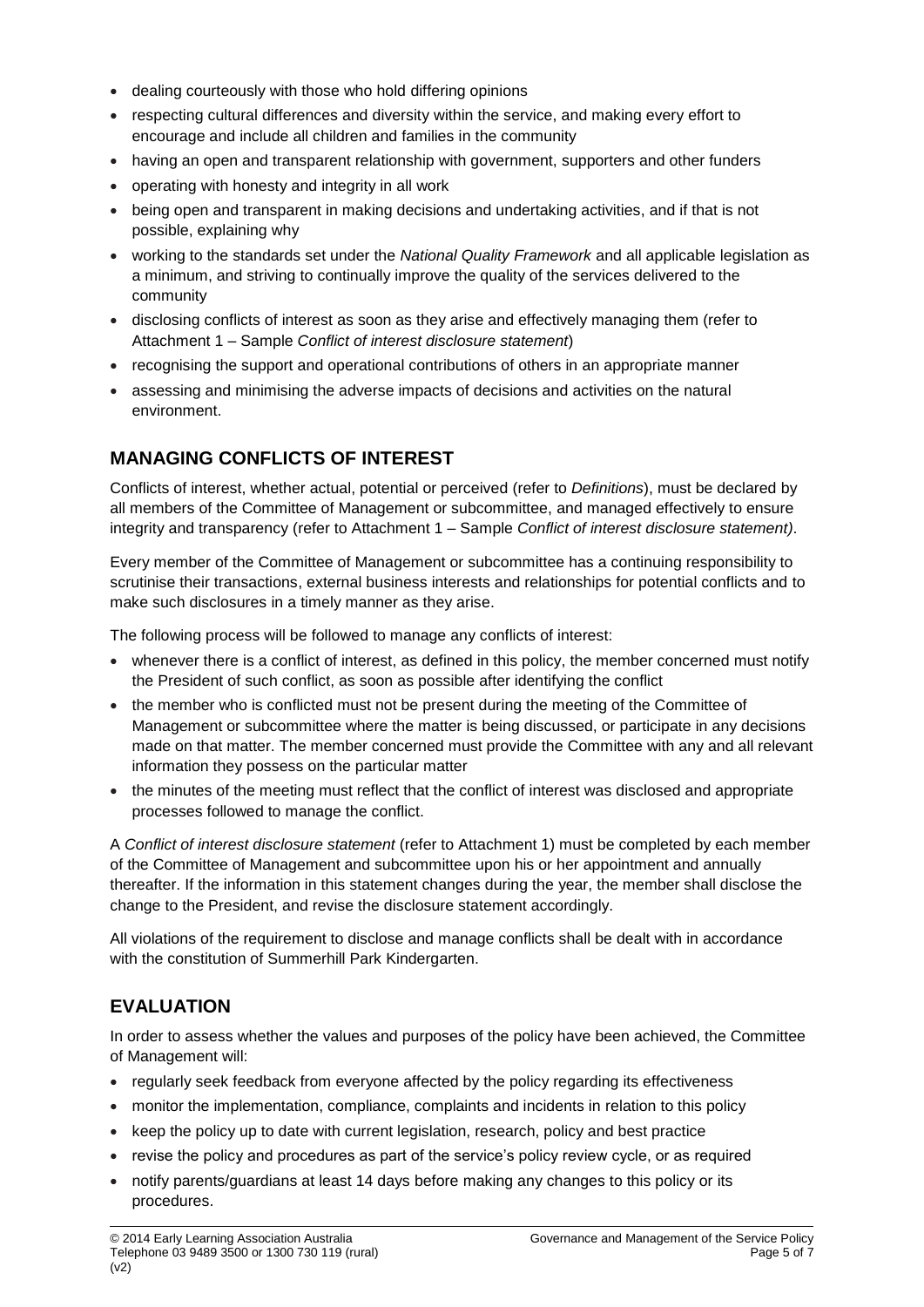- dealing courteously with those who hold differing opinions
- respecting cultural differences and diversity within the service, and making every effort to encourage and include all children and families in the community
- having an open and transparent relationship with government, supporters and other funders
- operating with honesty and integrity in all work
- being open and transparent in making decisions and undertaking activities, and if that is not possible, explaining why
- working to the standards set under the *National Quality Framework* and all applicable legislation as a minimum, and striving to continually improve the quality of the services delivered to the community
- disclosing conflicts of interest as soon as they arise and effectively managing them (refer to Attachment 1 – Sample *Conflict of interest disclosure statement*)
- recognising the support and operational contributions of others in an appropriate manner
- assessing and minimising the adverse impacts of decisions and activities on the natural environment.

## MANAGING CONFLICTS OF INTEREST

Conflicts of interest, whether actual, potential or perceived (refer to *Definitions*), must be declared by all members of the Committee of Management or subcommittee, and managed effectively to ensure integrity and transparency (refer to Attachment 1 – Sample *Conflict of interest disclosure statement)*.

Every member of the Committee of Management or subcommittee has a continuing responsibility to scrutinise their transactions, external business interests and relationships for potential conflicts and to make such disclosures in a timely manner as they arise.

The following process will be followed to manage any conflicts of interest:

- whenever there is a conflict of interest, as defined in this policy, the member concerned must notify the President of such conflict, as soon as possible after identifying the conflict
- the member who is conflicted must not be present during the meeting of the Committee of Management or subcommittee where the matter is being discussed, or participate in any decisions made on that matter. The member concerned must provide the Committee with any and all relevant information they possess on the particular matter
- the minutes of the meeting must reflect that the conflict of interest was disclosed and appropriate processes followed to manage the conflict.

A *Conflict of interest disclosure statement* (refer to Attachment 1) must be completed by each member of the Committee of Management and subcommittee upon his or her appointment and annually thereafter. If the information in this statement changes during the year, the member shall disclose the change to the President, and revise the disclosure statement accordingly.

All violations of the requirement to disclose and manage conflicts shall be dealt with in accordance with the constitution of Summerhill Park Kindergarten.

## EVALUATION

In order to assess whether the values and purposes of the policy have been achieved, the Committee of Management will:

- regularly seek feedback from everyone affected by the policy regarding its effectiveness
- monitor the implementation, compliance, complaints and incidents in relation to this policy
- keep the policy up to date with current legislation, research, policy and best practice
- revise the policy and procedures as part of the service's policy review cycle, or as required
- notify parents/guardians at least 14 days before making any changes to this policy or its procedures.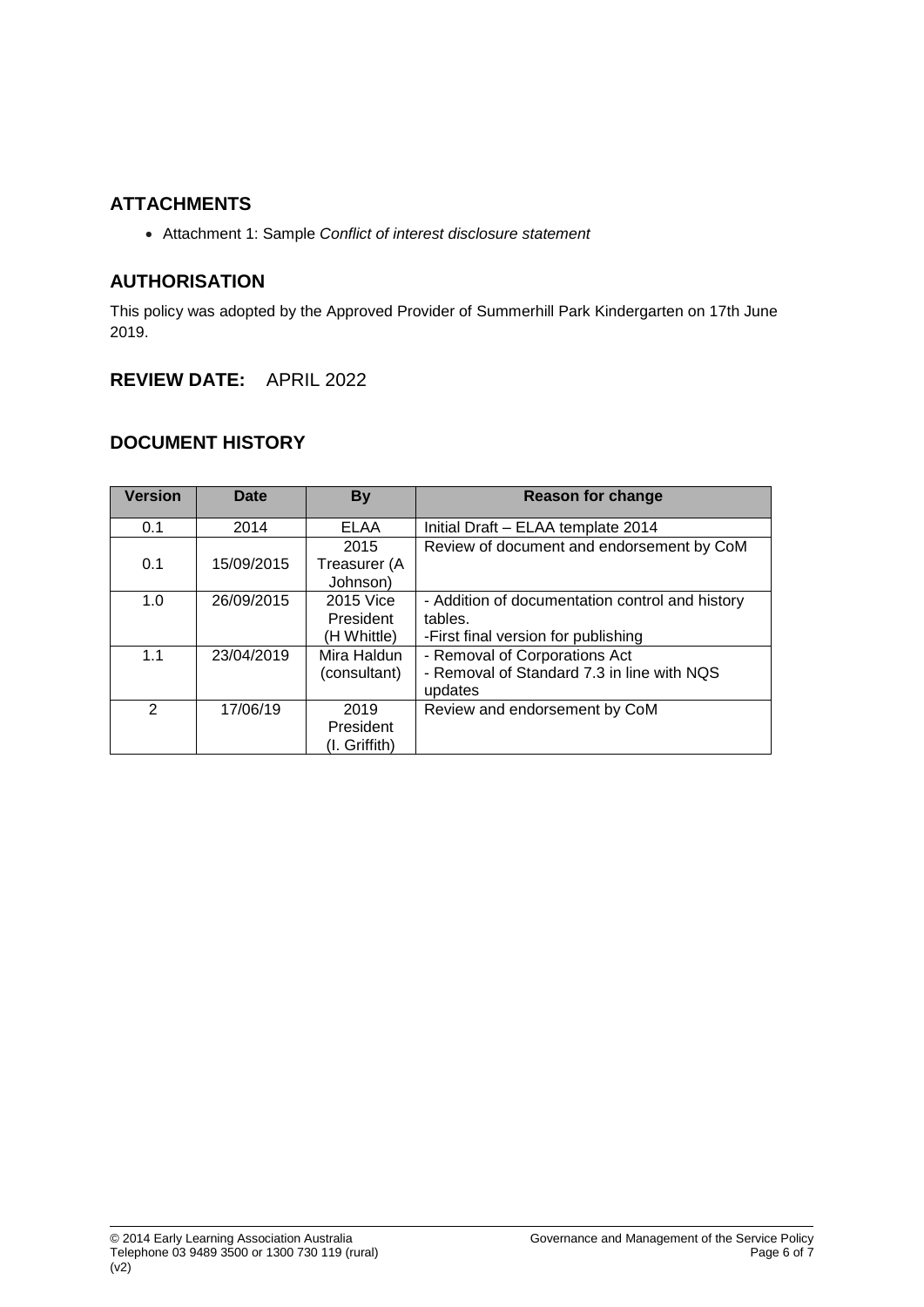## ATTACHMENTS

- Attachment 1: Sample *Conflict of interest disclosure statement*

## AUTHORISATION

This policy was adopted by the Approved Provider of Summerhill Park Kindergarten on 17th June 2019.

## REVIEW DATE: APRIL 2022

## DOCUMENT HISTORY

| Version | Date | By | Reason for change |
|---|---|---|---|
| 0.1 | 2014 | ELAA | Initial Draft – ELAA template 2014 |
| 0.1 | 15/09/2015 | 2015 Treasurer (A Johnson) | Review of document and endorsement by CoM |
| 1.0 | 26/09/2015 | 2015 Vice President (H Whittle) | - Addition of documentation control and history tables.<br>-First final version for publishing |
| 1.1 | 23/04/2019 | Mira Haldun (consultant) | - Removal of Corporations Act<br>- Removal of Standard 7.3 in line with NQS updates |
| 2 | 17/06/19 | 2019 President (I. Griffith) | Review and endorsement by CoM |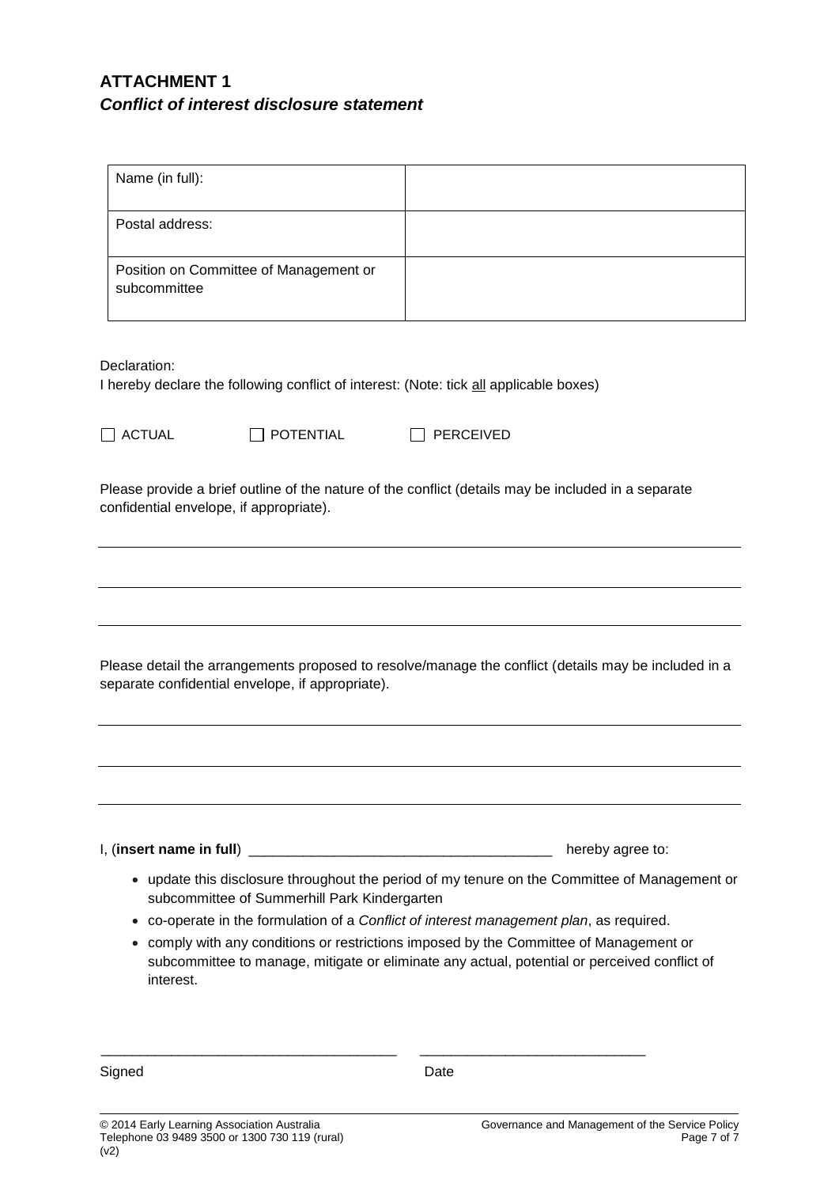## ATTACHMENT 1

### *Conflict of interest disclosure statement*

| | |
|---|---|
| Name (in full): | |
| Postal address: | |
| Position on Committee of Management or subcommittee | |

Declaration:

I hereby declare the following conflict of interest: (Note: tick all applicable boxes)

☐ ACTUAL ☐ POTENTIAL ☐ PERCEIVED

Please provide a brief outline of the nature of the conflict (details may be included in a separate confidential envelope, if appropriate).

Please detail the arrangements proposed to resolve/manage the conflict (details may be included in a separate confidential envelope, if appropriate).

I, (**insert name in full**) _______________________________________ hereby agree to:

- update this disclosure throughout the period of my tenure on the Committee of Management or subcommittee of Summerhill Park Kindergarten
- co-operate in the formulation of a *Conflict of interest management plan*, as required.
- comply with any conditions or restrictions imposed by the Committee of Management or subcommittee to manage, mitigate or eliminate any actual, potential or perceived conflict of interest.

_______________________________________ _____________________________

Signed Date

© 2014 Early Learning Association Australia
Telephone 03 9489 3500 or 1300 730 119 (rural)
(v2)

Governance and Management of the Service Policy